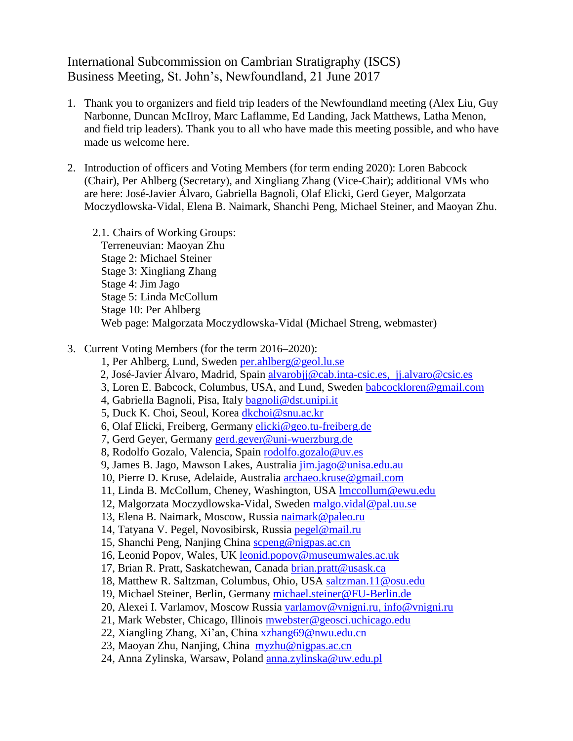International Subcommission on Cambrian Stratigraphy (ISCS)
Business Meeting, St. John's, Newfoundland, 21 June 2017

1. Thank you to organizers and field trip leaders of the Newfoundland meeting (Alex Liu, Guy Narbonne, Duncan McIlroy, Marc Laflamme, Ed Landing, Jack Matthews, Latha Menon, and field trip leaders). Thank you to all who have made this meeting possible, and who have made us welcome here.

2. Introduction of officers and Voting Members (for term ending 2020): Loren Babcock (Chair), Per Ahlberg (Secretary), and Xingliang Zhang (Vice-Chair); additional VMs who are here: José-Javier Álvaro, Gabriella Bagnoli, Olaf Elicki, Gerd Geyer, Malgorzata Moczydlowska-Vidal, Elena B. Naimark, Shanchi Peng, Michael Steiner, and Maoyan Zhu.

   2.1. Chairs of Working Groups:
   Terreneuvian: Maoyan Zhu
   Stage 2: Michael Steiner
   Stage 3: Xingliang Zhang
   Stage 4: Jim Jago
   Stage 5: Linda McCollum
   Stage 10: Per Ahlberg
   Web page: Malgorzata Moczydlowska-Vidal (Michael Streng, webmaster)

3. Current Voting Members (for the term 2016–2020):
   1, Per Ahlberg, Lund, Sweden per.ahlberg@geol.lu.se
   2, José-Javier Álvaro, Madrid, Spain alvarobjj@cab.inta-csic.es, jj.alvaro@csic.es
   3, Loren E. Babcock, Columbus, USA, and Lund, Sweden babcockloren@gmail.com
   4, Gabriella Bagnoli, Pisa, Italy bagnoli@dst.unipi.it
   5, Duck K. Choi, Seoul, Korea dkchoi@snu.ac.kr
   6, Olaf Elicki, Freiberg, Germany elicki@geo.tu-freiberg.de
   7, Gerd Geyer, Germany gerd.geyer@uni-wuerzburg.de
   8, Rodolfo Gozalo, Valencia, Spain rodolfo.gozalo@uv.es
   9, James B. Jago, Mawson Lakes, Australia jim.jago@unisa.edu.au
   10, Pierre D. Kruse, Adelaide, Australia archaeo.kruse@gmail.com
   11, Linda B. McCollum, Cheney, Washington, USA lmccollum@ewu.edu
   12, Malgorzata Moczydlowska-Vidal, Sweden malgo.vidal@pal.uu.se
   13, Elena B. Naimark, Moscow, Russia naimark@paleo.ru
   14, Tatyana V. Pegel, Novosibirsk, Russia pegel@mail.ru
   15, Shanchi Peng, Nanjing China scpeng@nigpas.ac.cn
   16, Leonid Popov, Wales, UK leonid.popov@museumwales.ac.uk
   17, Brian R. Pratt, Saskatchewan, Canada brian.pratt@usask.ca
   18, Matthew R. Saltzman, Columbus, Ohio, USA saltzman.11@osu.edu
   19, Michael Steiner, Berlin, Germany michael.steiner@FU-Berlin.de
   20, Alexei I. Varlamov, Moscow Russia varlamov@vnigni.ru, info@vnigni.ru
   21, Mark Webster, Chicago, Illinois mwebster@geosci.uchicago.edu
   22, Xiangling Zhang, Xi'an, China xzhang69@nwu.edu.cn
   23, Maoyan Zhu, Nanjing, China myzhu@nigpas.ac.cn
   24, Anna Zylinska, Warsaw, Poland anna.zylinska@uw.edu.pl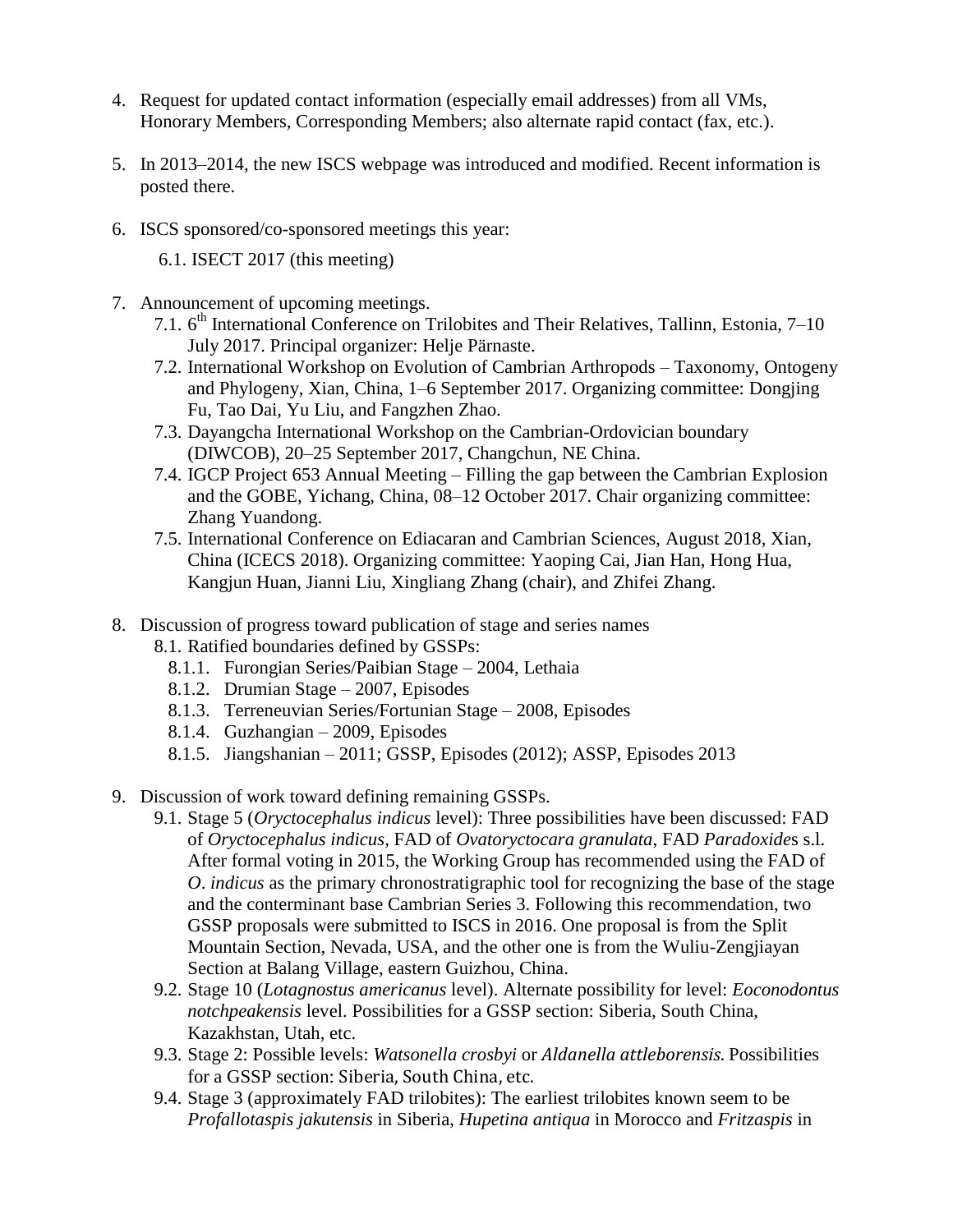4. Request for updated contact information (especially email addresses) from all VMs, Honorary Members, Corresponding Members; also alternate rapid contact (fax, etc.).

5. In 2013–2014, the new ISCS webpage was introduced and modified. Recent information is posted there.

6. ISCS sponsored/co-sponsored meetings this year:

   6.1. ISECT 2017 (this meeting)

7. Announcement of upcoming meetings.
   - 7.1. 6th International Conference on Trilobites and Their Relatives, Tallinn, Estonia, 7–10 July 2017. Principal organizer: Helje Pärnaste.
   - 7.2. International Workshop on Evolution of Cambrian Arthropods – Taxonomy, Ontogeny and Phylogeny, Xian, China, 1–6 September 2017. Organizing committee: Dongjing Fu, Tao Dai, Yu Liu, and Fangzhen Zhao.
   - 7.3. Dayangcha International Workshop on the Cambrian-Ordovician boundary (DIWCOB), 20–25 September 2017, Changchun, NE China.
   - 7.4. IGCP Project 653 Annual Meeting – Filling the gap between the Cambrian Explosion and the GOBE, Yichang, China, 08–12 October 2017. Chair organizing committee: Zhang Yuandong.
   - 7.5. International Conference on Ediacaran and Cambrian Sciences, August 2018, Xian, China (ICECS 2018). Organizing committee: Yaoping Cai, Jian Han, Hong Hua, Kangjun Huan, Jianni Liu, Xingliang Zhang (chair), and Zhifei Zhang.

8. Discussion of progress toward publication of stage and series names
   - 8.1. Ratified boundaries defined by GSSPs:
     - 8.1.1. Furongian Series/Paibian Stage – 2004, Lethaia
     - 8.1.2. Drumian Stage – 2007, Episodes
     - 8.1.3. Terreneuvian Series/Fortunian Stage – 2008, Episodes
     - 8.1.4. Guzhangian – 2009, Episodes
     - 8.1.5. Jiangshanian – 2011; GSSP, Episodes (2012); ASSP, Episodes 2013

9. Discussion of work toward defining remaining GSSPs.
   - 9.1. Stage 5 (*Oryctocephalus indicus* level): Three possibilities have been discussed: FAD of *Oryctocephalus indicus*, FAD of *Ovatoryctocara granulata*, FAD *Paradoxide*s s.l. After formal voting in 2015, the Working Group has recommended using the FAD of *O*. *indicus* as the primary chronostratigraphic tool for recognizing the base of the stage and the conterminant base Cambrian Series 3. Following this recommendation, two GSSP proposals were submitted to ISCS in 2016. One proposal is from the Split Mountain Section, Nevada, USA, and the other one is from the Wuliu-Zengjiayan Section at Balang Village, eastern Guizhou, China.
   - 9.2. Stage 10 (*Lotagnostus americanus* level). Alternate possibility for level: *Eoconodontus notchpeakensis* level. Possibilities for a GSSP section: Siberia, South China, Kazakhstan, Utah, etc.
   - 9.3. Stage 2: Possible levels: *Watsonella crosbyi* or *Aldanella attleborensis.* Possibilities for a GSSP section: Siberia, South China, etc.
   - 9.4. Stage 3 (approximately FAD trilobites): The earliest trilobites known seem to be *Profallotaspis jakutensis* in Siberia, *Hupetina antiqua* in Morocco and *Fritzaspis* in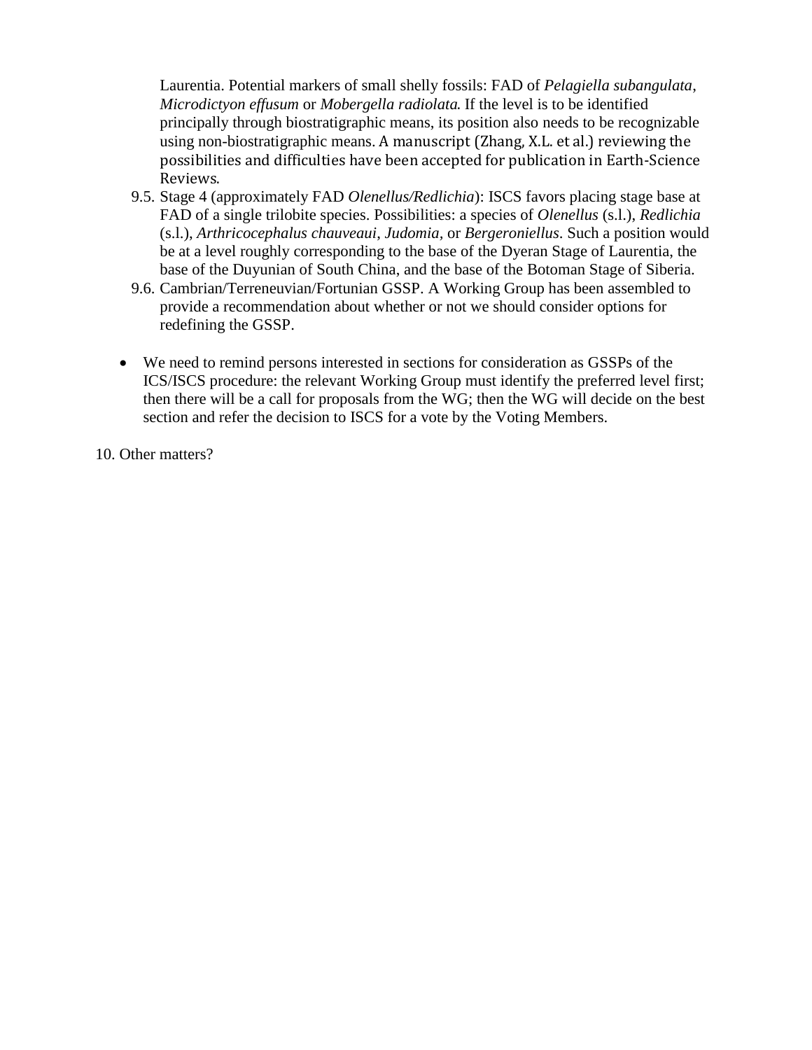Laurentia. Potential markers of small shelly fossils: FAD of *Pelagiella subangulata*, *Microdictyon effusum* or *Mobergella radiolata*. If the level is to be identified principally through biostratigraphic means, its position also needs to be recognizable using non-biostratigraphic means. A manuscript (Zhang, X.L. et al.) reviewing the possibilities and difficulties have been accepted for publication in Earth-Science Reviews.

9.5. Stage 4 (approximately FAD *Olenellus/Redlichia*): ISCS favors placing stage base at FAD of a single trilobite species. Possibilities: a species of *Olenellus* (s.l.), *Redlichia* (s.l.), *Arthricocephalus chauveaui*, *Judomia*, or *Bergeroniellus*. Such a position would be at a level roughly corresponding to the base of the Dyeran Stage of Laurentia, the base of the Duyunian of South China, and the base of the Botoman Stage of Siberia.

9.6. Cambrian/Terreneuvian/Fortunian GSSP. A Working Group has been assembled to provide a recommendation about whether or not we should consider options for redefining the GSSP.

- We need to remind persons interested in sections for consideration as GSSPs of the ICS/ISCS procedure: the relevant Working Group must identify the preferred level first; then there will be a call for proposals from the WG; then the WG will decide on the best section and refer the decision to ISCS for a vote by the Voting Members.

10. Other matters?